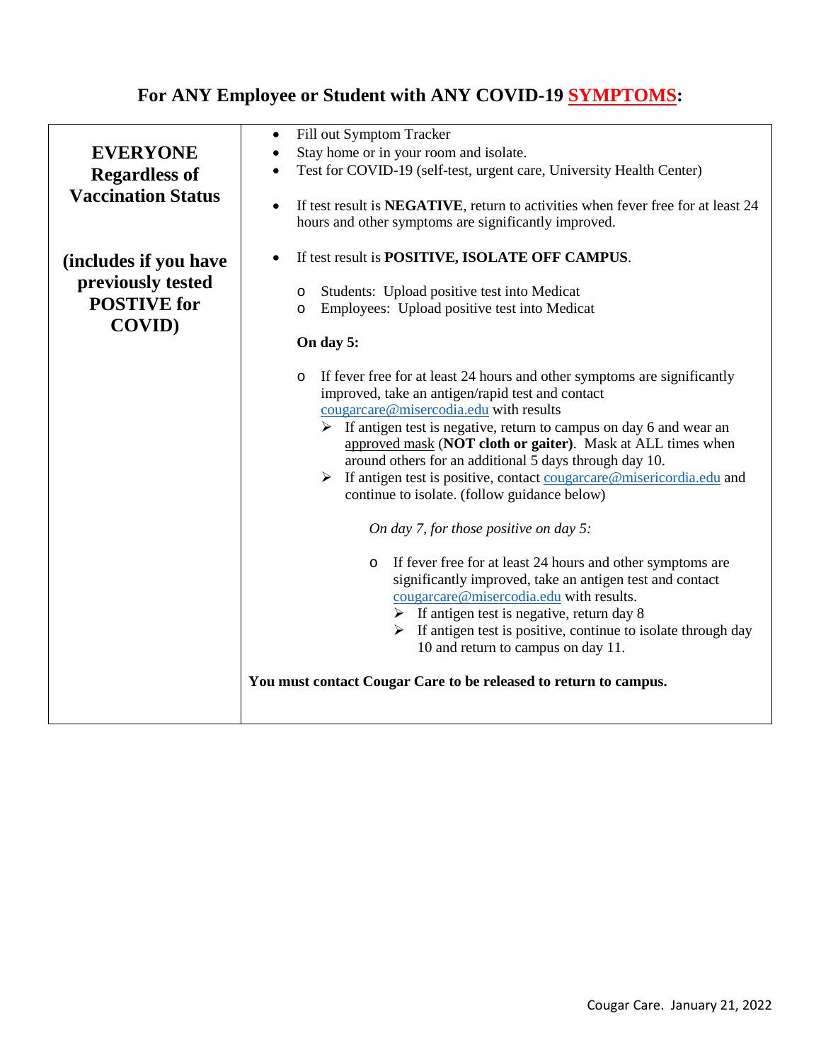# For ANY Employee or Student with ANY COVID-19 SYMPTOMS:

**EVERYONE Regardless of Vaccination Status**

**(includes if you have previously tested POSTIVE for COVID)**

- Fill out Symptom Tracker
- Stay home or in your room and isolate.
- Test for COVID-19 (self-test, urgent care, University Health Center)

- If test result is **NEGATIVE**, return to activities when fever free for at least 24 hours and other symptoms are significantly improved.

- If test result is **POSITIVE, ISOLATE OFF CAMPUS**.
  - Students: Upload positive test into Medicat
  - Employees: Upload positive test into Medicat

  **On day 5:**

  - If fever free for at least 24 hours and other symptoms are significantly improved, take an antigen/rapid test and contact cougarcare@misercodia.edu with results
    - If antigen test is negative, return to campus on day 6 and wear an approved mask (**NOT cloth or gaiter)**. Mask at ALL times when around others for an additional 5 days through day 10.
    - If antigen test is positive, contact cougarcare@misericordia.edu and continue to isolate. (follow guidance below)

    *On day 7, for those positive on day 5:*

    - If fever free for at least 24 hours and other symptoms are significantly improved, take an antigen test and contact cougarcare@misercodia.edu with results.
      - If antigen test is negative, return day 8
      - If antigen test is positive, continue to isolate through day 10 and return to campus on day 11.

**You must contact Cougar Care to be released to return to campus.**

Cougar Care. January 21, 2022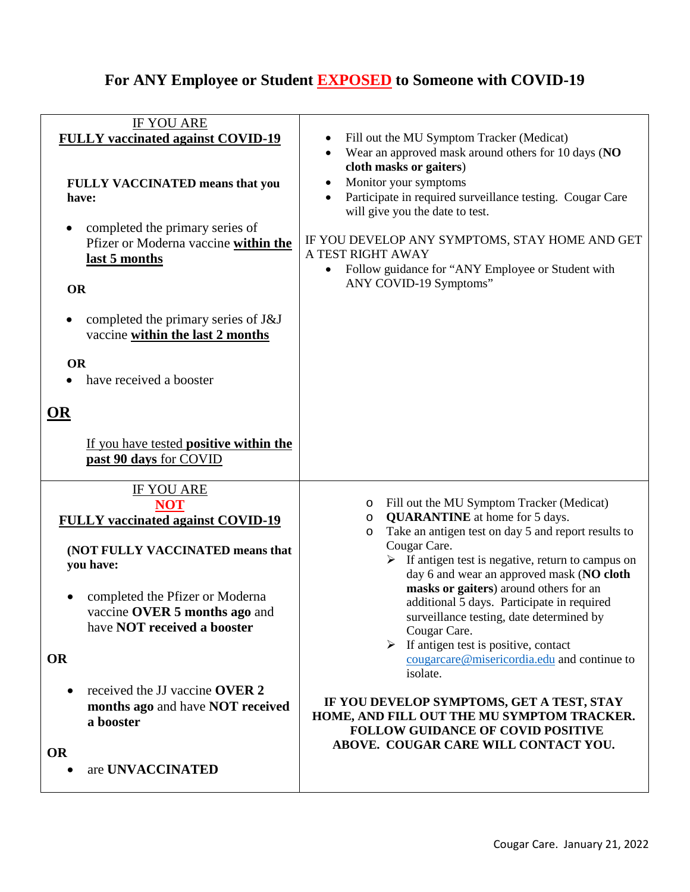# For ANY Employee or Student EXPOSED to Someone with COVID-19

| | |
|---|---|
| IF YOU ARE **FULLY vaccinated against COVID-19**<br><br>**FULLY VACCINATED means that you have:**<br><br>• completed the primary series of Pfizer or Moderna vaccine **within the last 5 months**<br><br>**OR**<br><br>• completed the primary series of J&J vaccine **within the last 2 months**<br><br>**OR**<br><br>• have received a booster<br><br>**OR**<br><br>If you have tested **positive within the past 90 days** for COVID | • Fill out the MU Symptom Tracker (Medicat)<br>• Wear an approved mask around others for 10 days (**NO cloth masks or gaiters**)<br>• Monitor your symptoms<br>• Participate in required surveillance testing. Cougar Care will give you the date to test.<br><br>IF YOU DEVELOP ANY SYMPTOMS, STAY HOME AND GET A TEST RIGHT AWAY<br>• Follow guidance for "ANY Employee or Student with ANY COVID-19 Symptoms" |
| IF YOU ARE **NOT** **FULLY vaccinated against COVID-19**<br><br>**(NOT FULLY VACCINATED means that you have:**<br><br>• completed the Pfizer or Moderna vaccine **OVER 5 months ago** and have **NOT received a booster**<br><br>**OR**<br><br>• received the JJ vaccine **OVER 2 months ago** and have **NOT received a booster**<br><br>**OR**<br><br>• are **UNVACCINATED** | o Fill out the MU Symptom Tracker (Medicat)<br>o **QUARANTINE** at home for 5 days.<br>o Take an antigen test on day 5 and report results to Cougar Care.<br>➢ If antigen test is negative, return to campus on day 6 and wear an approved mask (**NO cloth masks or gaiters**) around others for an additional 5 days. Participate in required surveillance testing, date determined by Cougar Care.<br>➢ If antigen test is positive, contact cougarcare@misericordia.edu and continue to isolate.<br><br>**IF YOU DEVELOP SYMPTOMS, GET A TEST, STAY HOME, AND FILL OUT THE MU SYMPTOM TRACKER. FOLLOW GUIDANCE OF COVID POSITIVE ABOVE. COUGAR CARE WILL CONTACT YOU.** |

Cougar Care. January 21, 2022